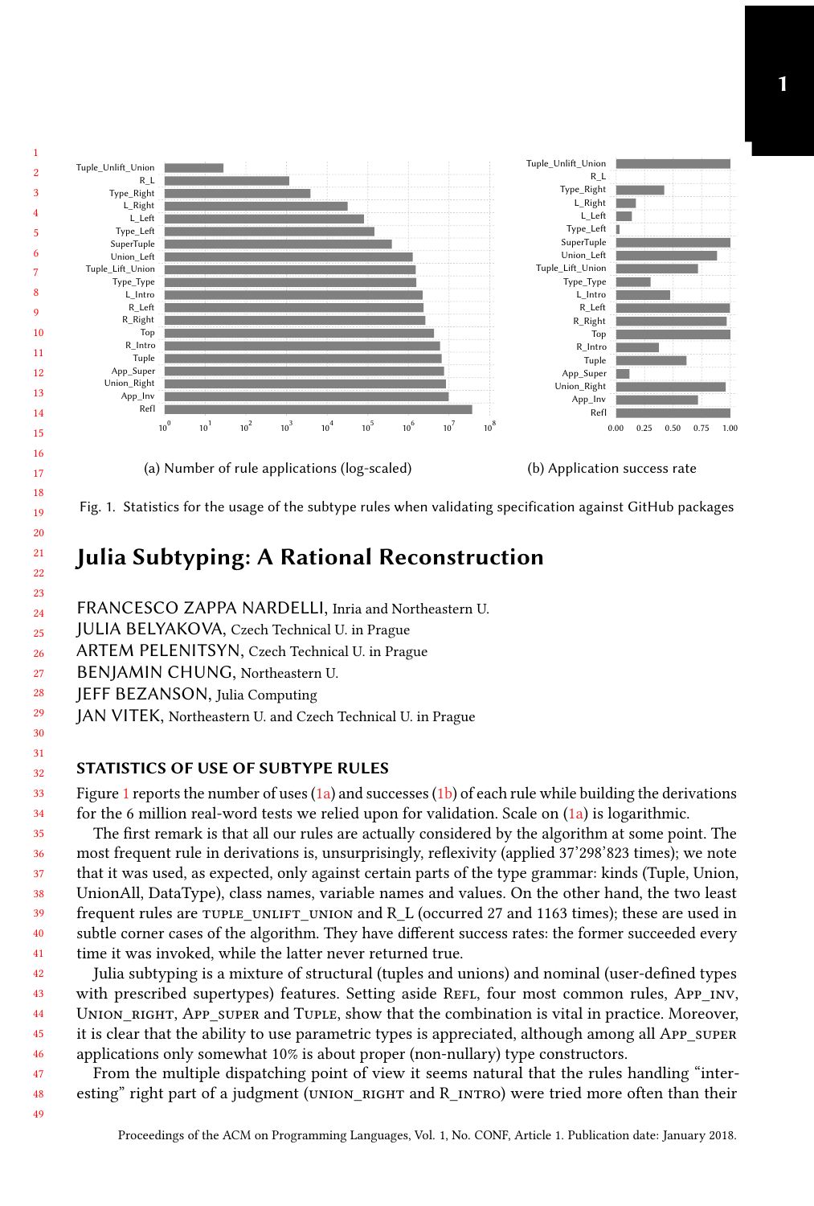(a) Number of rule applications (log-scaled)

(b) Application success rate

Fig. 1. Statistics for the usage of the subtype rules when validating specification against GitHub packages

# Julia Subtyping: A Rational Reconstruction

FRANCESCO ZAPPA NARDELLI, Inria and Northeastern U.
JULIA BELYAKOVA, Czech Technical U. in Prague
ARTEM PELENITSYN, Czech Technical U. in Prague
BENJAMIN CHUNG, Northeastern U.
JEFF BEZANSON, Julia Computing
JAN VITEK, Northeastern U. and Czech Technical U. in Prague

## STATISTICS OF USE OF SUBTYPE RULES

Figure 1 reports the number of uses (1a) and successes (1b) of each rule while building the derivations for the 6 million real-word tests we relied upon for validation. Scale on (1a) is logarithmic.

The first remark is that all our rules are actually considered by the algorithm at some point. The most frequent rule in derivations is, unsurprisingly, reflexivity (applied 37'298'823 times); we note that it was used, as expected, only against certain parts of the type grammar: kinds (Tuple, Union, UnionAll, DataType), class names, variable names and values. On the other hand, the two least frequent rules are TUPLE_UNLIFT_UNION and R_L (occurred 27 and 1163 times); these are used in subtle corner cases of the algorithm. They have different success rates: the former succeeded every time it was invoked, while the latter never returned true.

Julia subtyping is a mixture of structural (tuples and unions) and nominal (user-defined types with prescribed supertypes) features. Setting aside REFL, four most common rules, APP_INV, UNION_RIGHT, APP_SUPER and TUPLE, show that the combination is vital in practice. Moreover, it is clear that the ability to use parametric types is appreciated, although among all APP_SUPER applications only somewhat 10% is about proper (non-nullary) type constructors.

From the multiple dispatching point of view it seems natural that the rules handling "interesting" right part of a judgment (UNION_RIGHT and R_INTRO) were tried more often than their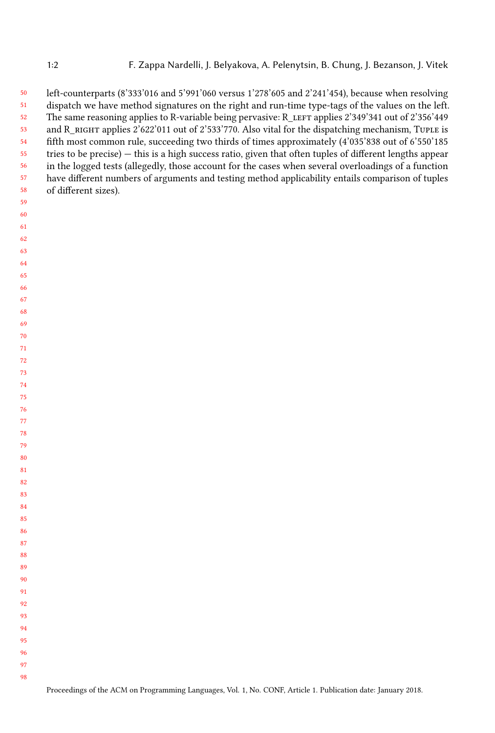left-counterparts (8'333'016 and 5'991'060 versus 1'278'605 and 2'241'454), because when resolving dispatch we have method signatures on the right and run-time type-tags of the values on the left. The same reasoning applies to R-variable being pervasive: R_LEFT applies 2'349'341 out of 2'356'449 and R_RIGHT applies 2'622'011 out of 2'533'770. Also vital for the dispatching mechanism, TUPLE is fifth most common rule, succeeding two thirds of times approximately (4'035'838 out of 6'550'185 tries to be precise) — this is a high success ratio, given that often tuples of different lengths appear in the logged tests (allegedly, those account for the cases when several overloadings of a function have different numbers of arguments and testing method applicability entails comparison of tuples of different sizes).